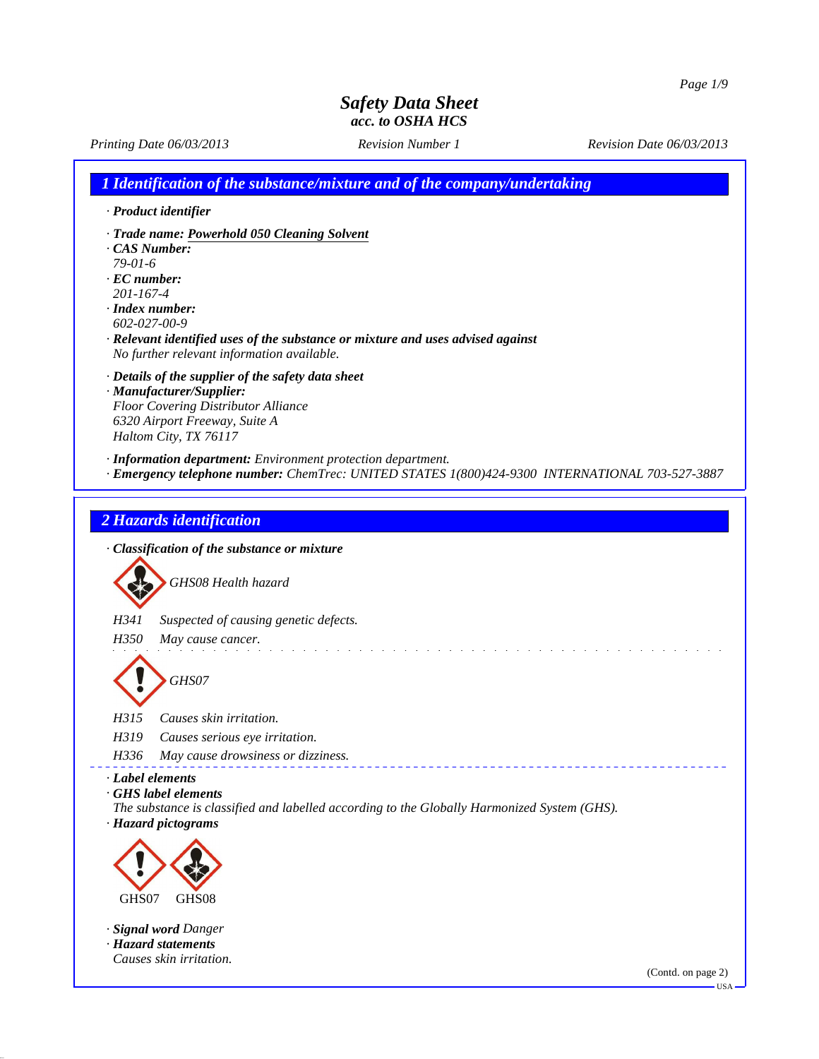# Safety Data Sheet
### acc. to OSHA HCS

*Printing Date 06/03/2013* *Revision Number 1* *Revision Date 06/03/2013*

## 1 Identification of the substance/mixture and of the company/undertaking

- **Product identifier**
- **Trade name:** Powerhold 050 Cleaning Solvent
- **CAS Number:**
  79-01-6
- **EC number:**
  201-167-4
- **Index number:**
  602-027-00-9
- **Relevant identified uses of the substance or mixture and uses advised against**
  No further relevant information available.
- **Details of the supplier of the safety data sheet**
- **Manufacturer/Supplier:**
  Floor Covering Distributor Alliance
  6320 Airport Freeway, Suite A
  Haltom City, TX 76117
- **Information department:** Environment protection department.
- **Emergency telephone number:** ChemTrec: UNITED STATES 1(800)424-9300 INTERNATIONAL 703-527-3887

## 2 Hazards identification

- **Classification of the substance or mixture**

GHS08 Health hazard

H341 Suspected of causing genetic defects.

H350 May cause cancer.

GHS07

H315 Causes skin irritation.

H319 Causes serious eye irritation.

H336 May cause drowsiness or dizziness.

- **Label elements**
- **GHS label elements**
  The substance is classified and labelled according to the Globally Harmonized System (GHS).
- **Hazard pictograms**

GHS07 GHS08

- **Signal word** Danger
- **Hazard statements**
  Causes skin irritation.

(Contd. on page 2)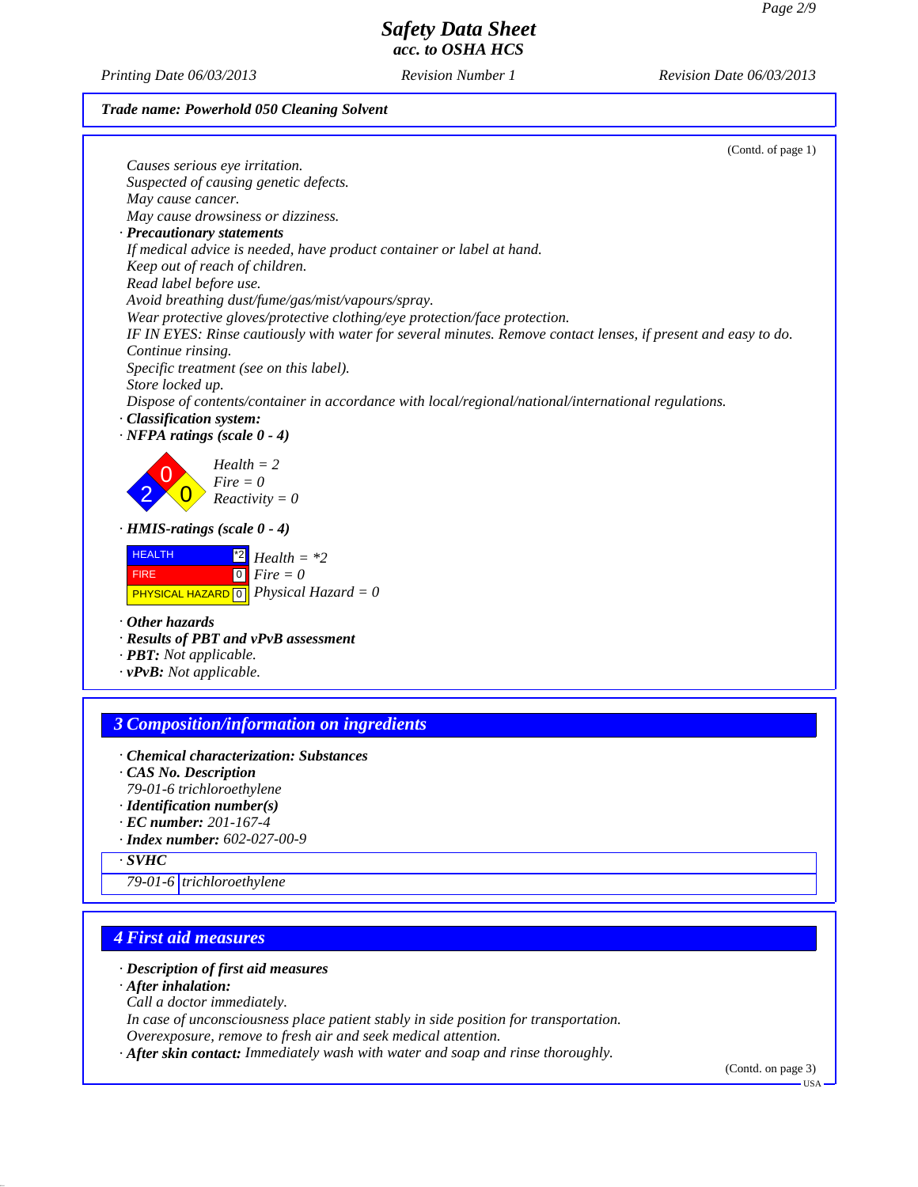**Safety Data Sheet**
**acc. to OSHA HCS**

Printing Date 06/03/2013 | Revision Number 1 | Revision Date 06/03/2013

**Trade name: Powerhold 050 Cleaning Solvent**

(Contd. of page 1)

*Causes serious eye irritation.*
*Suspected of causing genetic defects.*
*May cause cancer.*
*May cause drowsiness or dizziness.*

· **Precautionary statements**
*If medical advice is needed, have product container or label at hand.*
*Keep out of reach of children.*
*Read label before use.*
*Avoid breathing dust/fume/gas/mist/vapours/spray.*
*Wear protective gloves/protective clothing/eye protection/face protection.*
*IF IN EYES: Rinse cautiously with water for several minutes. Remove contact lenses, if present and easy to do. Continue rinsing.*
*Specific treatment (see on this label).*
*Store locked up.*
*Dispose of contents/container in accordance with local/regional/national/international regulations.*

· **Classification system:**
· **NFPA ratings (scale 0 - 4)**

*Health = 2*
*Fire = 0*
*Reactivity = 0*

· **HMIS-ratings (scale 0 - 4)**

| | | |
|---|---|---|
| HEALTH | *2 | Health = *2 |
| FIRE | 0 | Fire = 0 |
| PHYSICAL HAZARD | 0 | Physical Hazard = 0 |

· **Other hazards**
· **Results of PBT and vPvB assessment**
· **PBT:** *Not applicable.*
· **vPvB:** *Not applicable.*

## 3 Composition/information on ingredients

· **Chemical characterization: Substances**
· **CAS No. Description**
*79-01-6 trichloroethylene*
· **Identification number(s)**
· **EC number:** *201-167-4*
· **Index number:** *602-027-00-9*

| · SVHC | |
|---|---|
| 79-01-6 | trichloroethylene |

## 4 First aid measures

· **Description of first aid measures**
· **After inhalation:**
*Call a doctor immediately.*
*In case of unconsciousness place patient stably in side position for transportation.*
*Overexposure, remove to fresh air and seek medical attention.*
· **After skin contact:** *Immediately wash with water and soap and rinse thoroughly.*

(Contd. on page 3)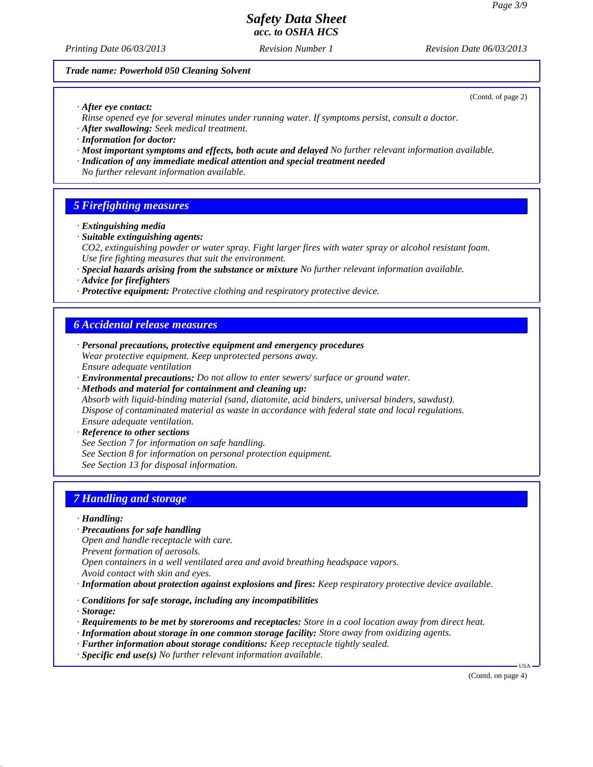**Trade name: Powerhold 050 Cleaning Solvent**

(Contd. of page 2)

· **After eye contact:**
Rinse opened eye for several minutes under running water. If symptoms persist, consult a doctor.
· **After swallowing:** Seek medical treatment.
· **Information for doctor:**
· **Most important symptoms and effects, both acute and delayed** No further relevant information available.
· **Indication of any immediate medical attention and special treatment needed**
No further relevant information available.

## 5 Firefighting measures

· **Extinguishing media**
· **Suitable extinguishing agents:**
$CO_2$, extinguishing powder or water spray. Fight larger fires with water spray or alcohol resistant foam.
Use fire fighting measures that suit the environment.
· **Special hazards arising from the substance or mixture** No further relevant information available.
· **Advice for firefighters**
· **Protective equipment:** Protective clothing and respiratory protective device.

## 6 Accidental release measures

· **Personal precautions, protective equipment and emergency procedures**
Wear protective equipment. Keep unprotected persons away.
Ensure adequate ventilation
· **Environmental precautions:** Do not allow to enter sewers/ surface or ground water.
· **Methods and material for containment and cleaning up:**
Absorb with liquid-binding material (sand, diatomite, acid binders, universal binders, sawdust).
Dispose of contaminated material as waste in accordance with federal state and local regulations.
Ensure adequate ventilation.
· **Reference to other sections**
See Section 7 for information on safe handling.
See Section 8 for information on personal protection equipment.
See Section 13 for disposal information.

## 7 Handling and storage

· **Handling:**
· **Precautions for safe handling**
Open and handle receptacle with care.
Prevent formation of aerosols.
Open containers in a well ventilated area and avoid breathing headspace vapors.
Avoid contact with skin and eyes.
· **Information about protection against explosions and fires:** Keep respiratory protective device available.

· **Conditions for safe storage, including any incompatibilities**
· **Storage:**
· **Requirements to be met by storerooms and receptacles:** Store in a cool location away from direct heat.
· **Information about storage in one common storage facility:** Store away from oxidizing agents.
· **Further information about storage conditions:** Keep receptacle tightly sealed.
· **Specific end use(s)** No further relevant information available.

(Contd. on page 4)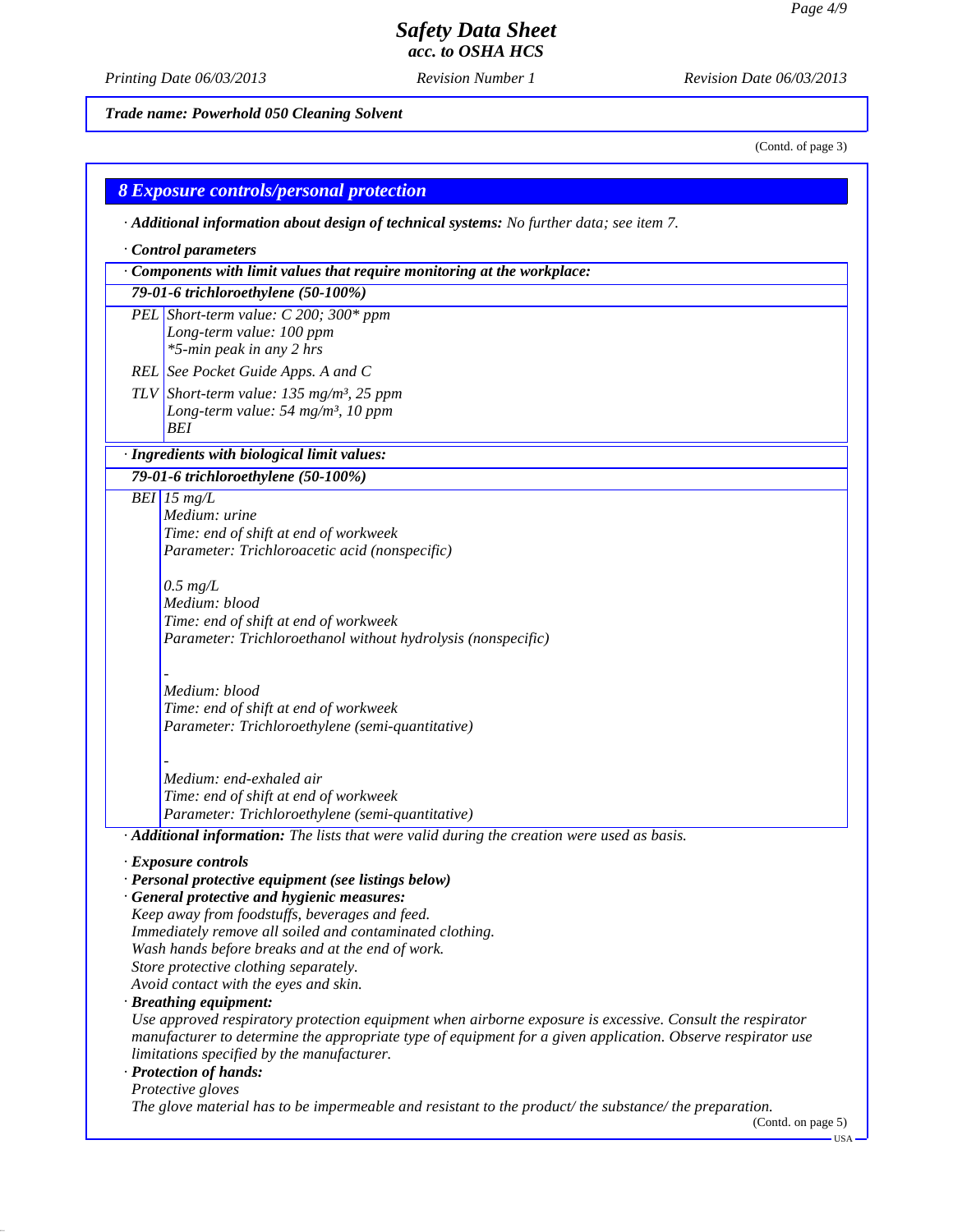# Safety Data Sheet
## acc. to OSHA HCS

*Printing Date 06/03/2013* *Revision Number 1* *Revision Date 06/03/2013*

**Trade name: Powerhold 050 Cleaning Solvent**

(Contd. of page 3)

## 8 Exposure controls/personal protection

· **Additional information about design of technical systems:** No further data; see item 7.

· **Control parameters**

| · Components with limit values that require monitoring at the workplace: | |
|---|---|
| **79-01-6 trichloroethylene (50-100%)** | |
| PEL | Short-term value: C 200; 300* ppm<br>Long-term value: 100 ppm<br>*5-min peak in any 2 hrs |
| REL | See Pocket Guide Apps. A and C |
| TLV | Short-term value: 135 mg/m³, 25 ppm<br>Long-term value: 54 mg/m³, 10 ppm<br>BEI |

| · Ingredients with biological limit values: | |
|---|---|
| **79-01-6 trichloroethylene (50-100%)** | |
| BEI | 15 mg/L<br>Medium: urine<br>Time: end of shift at end of workweek<br>Parameter: Trichloroacetic acid (nonspecific)<br><br>0.5 mg/L<br>Medium: blood<br>Time: end of shift at end of workweek<br>Parameter: Trichloroethanol without hydrolysis (nonspecific)<br><br>-<br>Medium: blood<br>Time: end of shift at end of workweek<br>Parameter: Trichloroethylene (semi-quantitative)<br><br>-<br>Medium: end-exhaled air<br>Time: end of shift at end of workweek<br>Parameter: Trichloroethylene (semi-quantitative) |

· **Additional information:** The lists that were valid during the creation were used as basis.

· **Exposure controls**

· **Personal protective equipment (see listings below)**

· **General protective and hygienic measures:**

Keep away from foodstuffs, beverages and feed.
Immediately remove all soiled and contaminated clothing.
Wash hands before breaks and at the end of work.
Store protective clothing separately.
Avoid contact with the eyes and skin.

· **Breathing equipment:**

Use approved respiratory protection equipment when airborne exposure is excessive. Consult the respirator manufacturer to determine the appropriate type of equipment for a given application. Observe respirator use limitations specified by the manufacturer.

· **Protection of hands:**

Protective gloves
The glove material has to be impermeable and resistant to the product/ the substance/ the preparation.

(Contd. on page 5)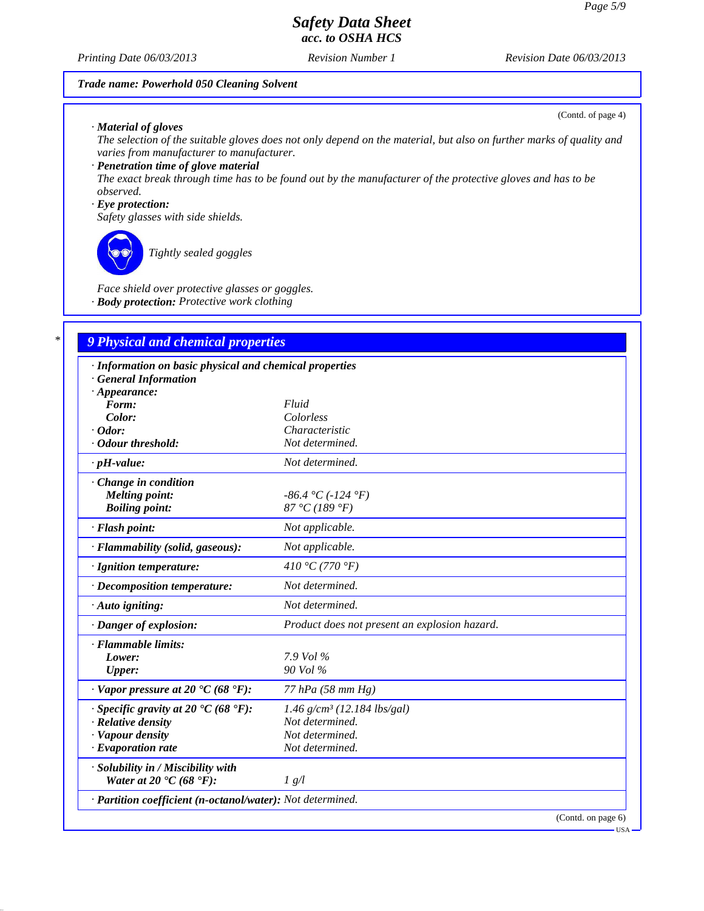Trade name: Powerhold 050 Cleaning Solvent

(Contd. of page 4)

· **Material of gloves**
The selection of the suitable gloves does not only depend on the material, but also on further marks of quality and varies from manufacturer to manufacturer.

· **Penetration time of glove material**
The exact break through time has to be found out by the manufacturer of the protective gloves and has to be observed.

· **Eye protection:**
Safety glasses with side shields.

Tightly sealed goggles

Face shield over protective glasses or goggles.

· **Body protection:** Protective work clothing

## 9 Physical and chemical properties

| | |
|---|---|
| · **Information on basic physical and chemical properties** | |
| · **General Information** | |
| · **Appearance:** | |
| **Form:** | Fluid |
| **Color:** | Colorless |
| · **Odor:** | Characteristic |
| · **Odour threshold:** | Not determined. |
| · **pH-value:** | Not determined. |
| · **Change in condition** | |
| **Melting point:** | -86.4 °C (-124 °F) |
| **Boiling point:** | 87 °C (189 °F) |
| · **Flash point:** | Not applicable. |
| · **Flammability (solid, gaseous):** | Not applicable. |
| · **Ignition temperature:** | 410 °C (770 °F) |
| · **Decomposition temperature:** | Not determined. |
| · **Auto igniting:** | Not determined. |
| · **Danger of explosion:** | Product does not present an explosion hazard. |
| · **Flammable limits:** | |
| **Lower:** | 7.9 Vol % |
| **Upper:** | 90 Vol % |
| · **Vapor pressure at 20 °C (68 °F):** | 77 hPa (58 mm Hg) |
| · **Specific gravity at 20 °C (68 °F):** | 1.46 g/cm³ (12.184 lbs/gal) |
| · **Relative density** | Not determined. |
| · **Vapour density** | Not determined. |
| · **Evaporation rate** | Not determined. |
| · **Solubility in / Miscibility with** | |
| **Water at 20 °C (68 °F):** | 1 g/l |
| · **Partition coefficient (n-octanol/water):** | Not determined. |

(Contd. on page 6)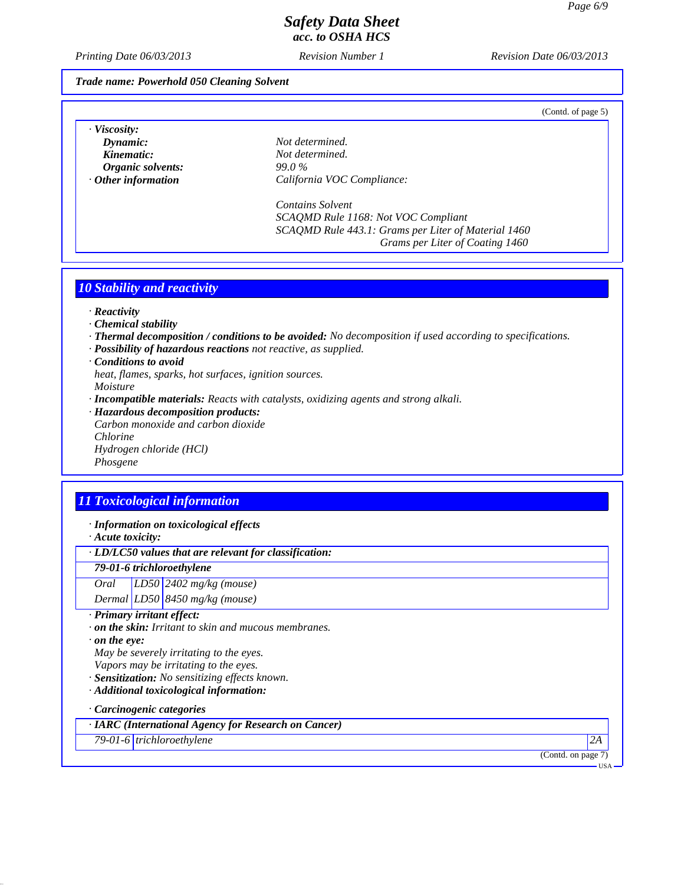**Trade name: Powerhold 050 Cleaning Solvent**

(Contd. of page 5)

· **Viscosity:**

| | |
|---|---|
| **Dynamic:** | Not determined. |
| **Kinematic:** | Not determined. |
| **Organic solvents:** | 99.0 % |
| · **Other information** | California VOC Compliance: |

Contains Solvent
SCAQMD Rule 1168: Not VOC Compliant
SCAQMD Rule 443.1: Grams per Liter of Material 1460
Grams per Liter of Coating 1460

## 10 Stability and reactivity

· **Reactivity**
· **Chemical stability**
· **Thermal decomposition / conditions to be avoided:** No decomposition if used according to specifications.
· **Possibility of hazardous reactions** not reactive, as supplied.
· **Conditions to avoid**
heat, flames, sparks, hot surfaces, ignition sources.
Moisture
· **Incompatible materials:** Reacts with catalysts, oxidizing agents and strong alkali.
· **Hazardous decomposition products:**
Carbon monoxide and carbon dioxide
Chlorine
Hydrogen chloride (HCl)
Phosgene

## 11 Toxicological information

· **Information on toxicological effects**
· **Acute toxicity:**

| · LD/LC50 values that are relevant for classification: | | |
|---|---|---|
| **79-01-6 trichloroethylene** | | |
| Oral | LD50 | 2402 mg/kg (mouse) |
| Dermal | LD50 | 8450 mg/kg (mouse) |

· **Primary irritant effect:**
· **on the skin:** Irritant to skin and mucous membranes.
· **on the eye:**
May be severely irritating to the eyes.
Vapors may be irritating to the eyes.
· **Sensitization:** No sensitizing effects known.
· **Additional toxicological information:**

· **Carcinogenic categories**

| · IARC (International Agency for Research on Cancer) | | |
|---|---|---|
| 79-01-6 | trichloroethylene | 2A |

(Contd. on page 7)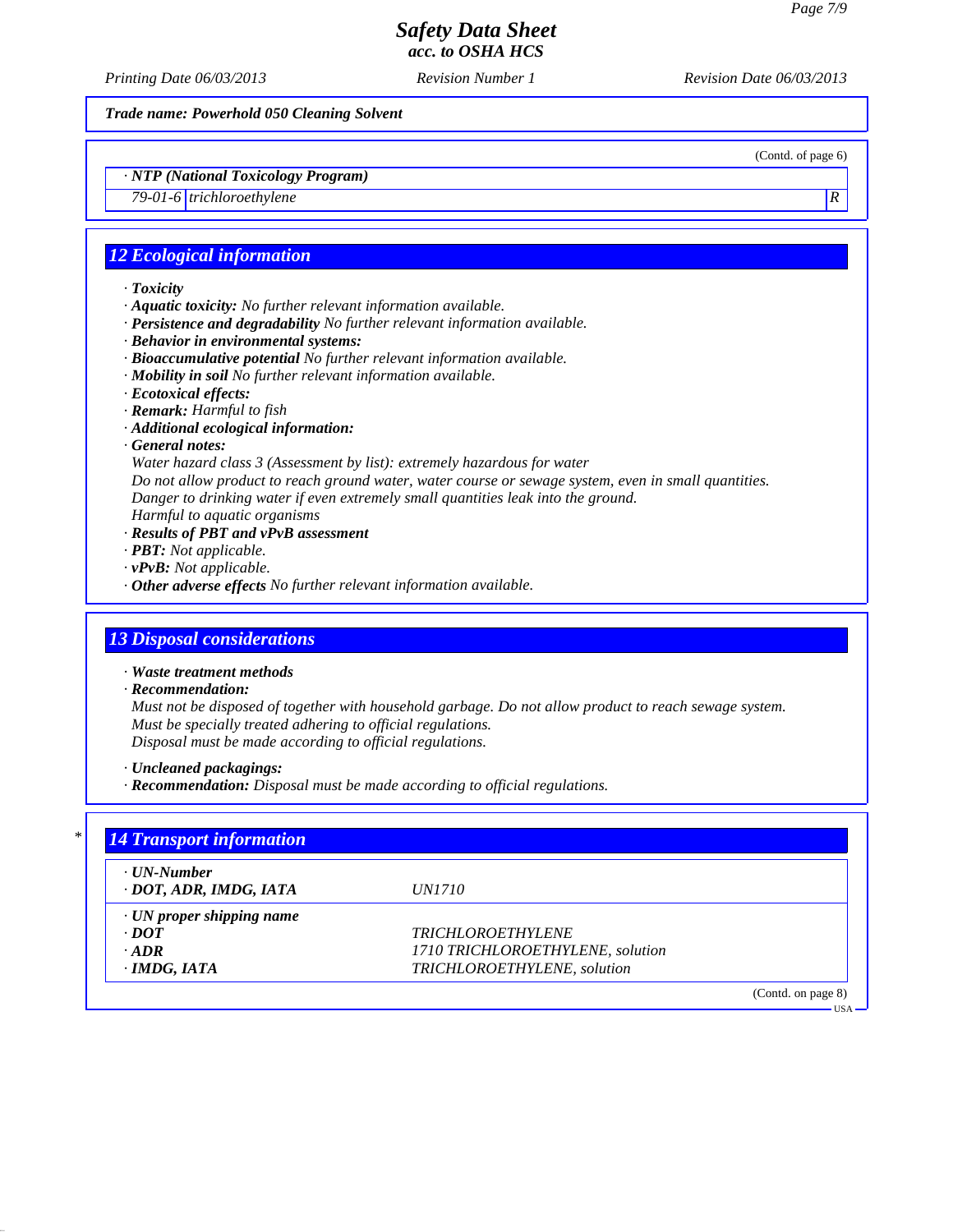**Trade name: Powerhold 050 Cleaning Solvent**

(Contd. of page 6)

· **NTP (National Toxicology Program)**

| | | |
|---|---|---|
| 79-01-6 | trichloroethylene | R |

## 12 Ecological information

· **Toxicity**
· **Aquatic toxicity:** No further relevant information available.
· **Persistence and degradability** No further relevant information available.
· **Behavior in environmental systems:**
· **Bioaccumulative potential** No further relevant information available.
· **Mobility in soil** No further relevant information available.
· **Ecotoxical effects:**
· **Remark:** Harmful to fish
· **Additional ecological information:**
· **General notes:**
Water hazard class 3 (Assessment by list): extremely hazardous for water
Do not allow product to reach ground water, water course or sewage system, even in small quantities.
Danger to drinking water if even extremely small quantities leak into the ground.
Harmful to aquatic organisms
· **Results of PBT and vPvB assessment**
· **PBT:** Not applicable.
· **vPvB:** Not applicable.
· **Other adverse effects** No further relevant information available.

## 13 Disposal considerations

· **Waste treatment methods**
· **Recommendation:**
Must not be disposed of together with household garbage. Do not allow product to reach sewage system.
Must be specially treated adhering to official regulations.
Disposal must be made according to official regulations.

· **Uncleaned packagings:**
· **Recommendation:** Disposal must be made according to official regulations.

## 14 Transport information

| | |
|---|---|
| · **UN-Number** | |
| · **DOT, ADR, IMDG, IATA** | UN1710 |
| · **UN proper shipping name** | |
| · **DOT** | TRICHLOROETHYLENE |
| · **ADR** | 1710 TRICHLOROETHYLENE, solution |
| · **IMDG, IATA** | TRICHLOROETHYLENE, solution |

(Contd. on page 8)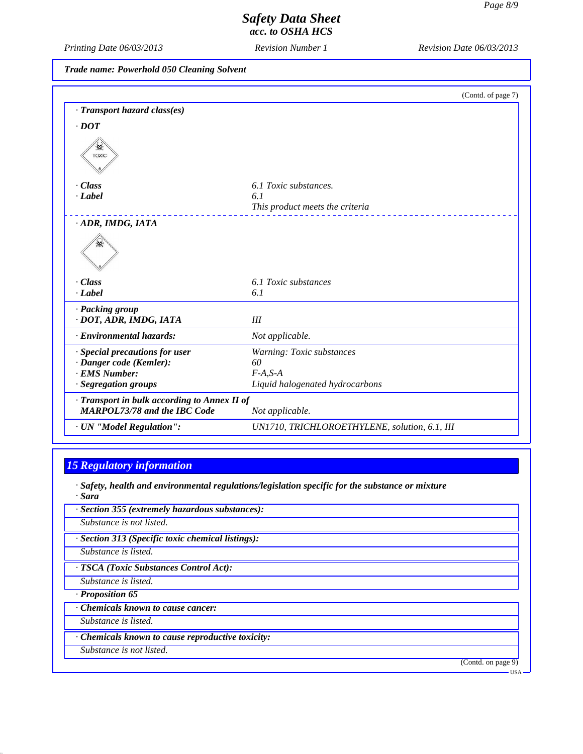**Trade name: Powerhold 050 Cleaning Solvent**

(Contd. of page 7)

· **Transport hazard class(es)**

· **DOT**

TOXIC

| | |
|---|---|
| · **Class** | 6.1 Toxic substances. |
| · **Label** | 6.1 |
| | This product meets the criteria |

· **ADR, IMDG, IATA**

| | |
|---|---|
| · **Class** | 6.1 Toxic substances |
| · **Label** | 6.1 |
| · **Packing group** | |
| · **DOT, ADR, IMDG, IATA** | III |
| · **Environmental hazards:** | Not applicable. |
| · **Special precautions for user** | Warning: Toxic substances |
| · **Danger code (Kemler):** | 60 |
| · **EMS Number:** | F-A,S-A |
| · **Segregation groups** | Liquid halogenated hydrocarbons |
| · **Transport in bulk according to Annex II of MARPOL73/78 and the IBC Code** | Not applicable. |
| · **UN "Model Regulation":** | UN1710, TRICHLOROETHYLENE, solution, 6.1, III |

## 15 Regulatory information

· **Safety, health and environmental regulations/legislation specific for the substance or mixture**

· **Sara**

· **Section 355 (extremely hazardous substances):**

Substance is not listed.

· **Section 313 (Specific toxic chemical listings):**

Substance is listed.

· **TSCA (Toxic Substances Control Act):**

Substance is listed.

· **Proposition 65**

· **Chemicals known to cause cancer:**

Substance is listed.

· **Chemicals known to cause reproductive toxicity:**

Substance is not listed.

(Contd. on page 9)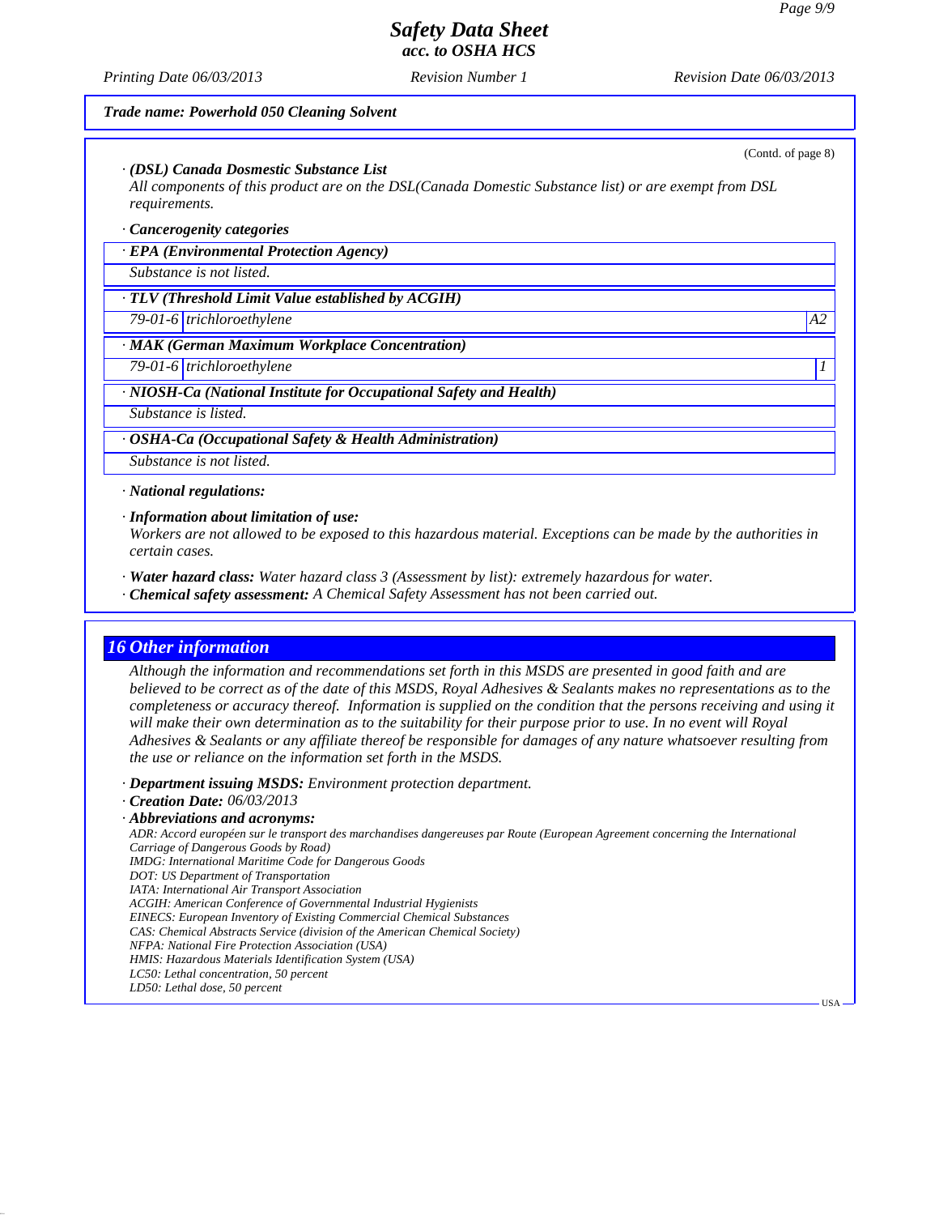(Contd. of page 8)

· ***(DSL) Canada Dosmestic Substance List***
*All components of this product are on the DSL(Canada Domestic Substance list) or are exempt from DSL requirements.*

· ***Cancerogenity categories***

· ***EPA (Environmental Protection Agency)***

*Substance is not listed.*

· ***TLV (Threshold Limit Value established by ACGIH)***

| | | |
|---|---|---|
| 79-01-6 | trichloroethylene | A2 |

· ***MAK (German Maximum Workplace Concentration)***

| | | |
|---|---|---|
| 79-01-6 | trichloroethylene | 1 |

· ***NIOSH-Ca (National Institute for Occupational Safety and Health)***

*Substance is listed.*

· ***OSHA-Ca (Occupational Safety & Health Administration)***

*Substance is not listed.*

· ***National regulations:***

· ***Information about limitation of use:***
*Workers are not allowed to be exposed to this hazardous material. Exceptions can be made by the authorities in certain cases.*

· ***Water hazard class:*** *Water hazard class 3 (Assessment by list): extremely hazardous for water.*
· ***Chemical safety assessment:*** *A Chemical Safety Assessment has not been carried out.*

## *16 Other information*

*Although the information and recommendations set forth in this MSDS are presented in good faith and are believed to be correct as of the date of this MSDS, Royal Adhesives & Sealants makes no representations as to the completeness or accuracy thereof. Information is supplied on the condition that the persons receiving and using it will make their own determination as to the suitability for their purpose prior to use. In no event will Royal Adhesives & Sealants or any affiliate thereof be responsible for damages of any nature whatsoever resulting from the use or reliance on the information set forth in the MSDS.*

· ***Department issuing MSDS:*** *Environment protection department.*
· ***Creation Date:*** *06/03/2013*
· ***Abbreviations and acronyms:***
*ADR: Accord européen sur le transport des marchandises dangereuses par Route (European Agreement concerning the International Carriage of Dangerous Goods by Road)*
*IMDG: International Maritime Code for Dangerous Goods*
*DOT: US Department of Transportation*
*IATA: International Air Transport Association*
*ACGIH: American Conference of Governmental Industrial Hygienists*
*EINECS: European Inventory of Existing Commercial Chemical Substances*
*CAS: Chemical Abstracts Service (division of the American Chemical Society)*
*NFPA: National Fire Protection Association (USA)*
*HMIS: Hazardous Materials Identification System (USA)*
*LC50: Lethal concentration, 50 percent*
*LD50: Lethal dose, 50 percent*